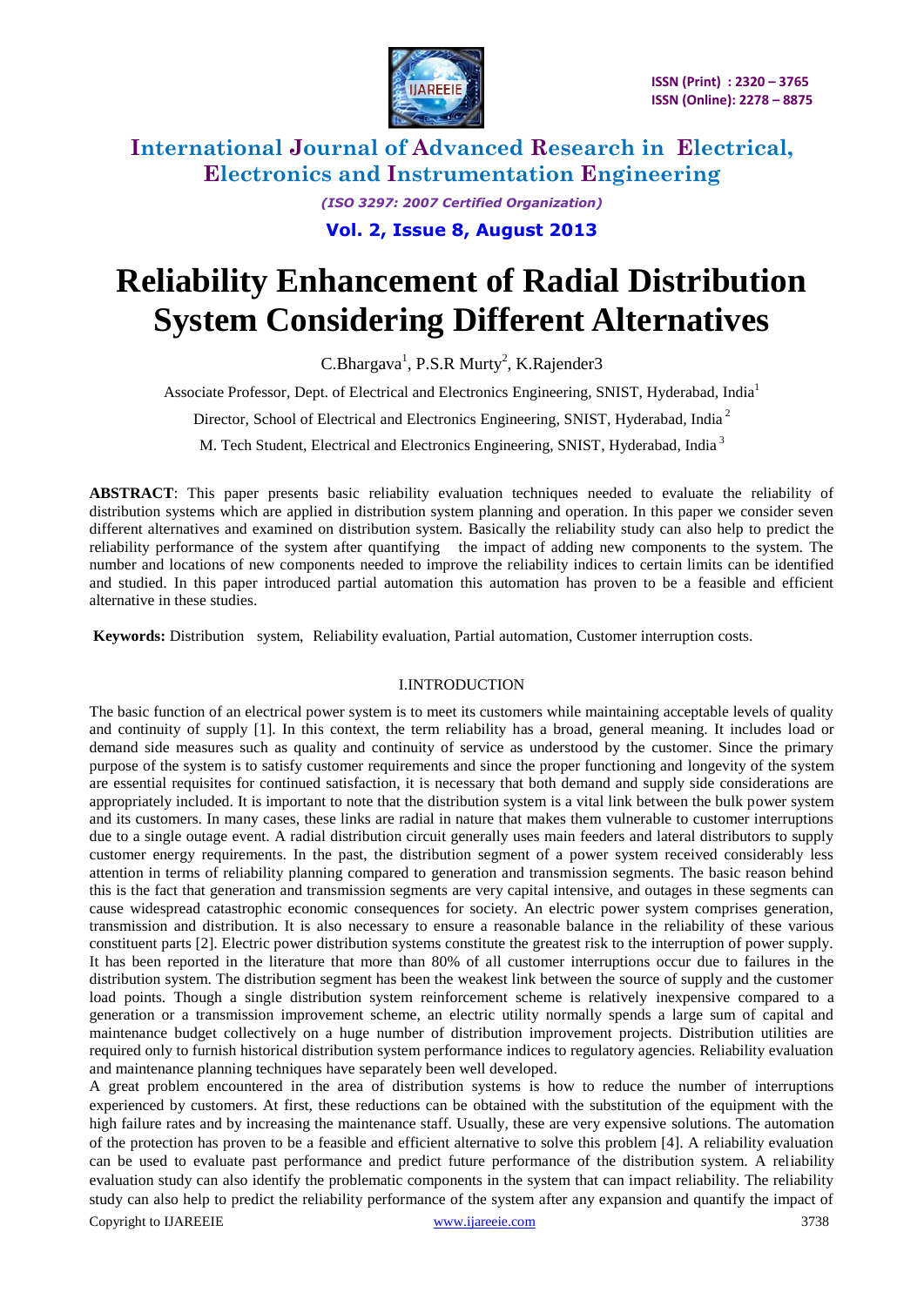# Reliability Enhancement of Radial Distribution System Considering Different Alternatives

C.Bhargava[1], P.S.R Murty[2], K.Rajender3

Associate Professor, Dept. of Electrical and Electronics Engineering, SNIST, Hyderabad, India[1]

Director, School of Electrical and Electronics Engineering, SNIST, Hyderabad, India[2]

M. Tech Student, Electrical and Electronics Engineering, SNIST, Hyderabad, India[3]

**ABSTRACT**: This paper presents basic reliability evaluation techniques needed to evaluate the reliability of distribution systems which are applied in distribution system planning and operation. In this paper we consider seven different alternatives and examined on distribution system. Basically the reliability study can also help to predict the reliability performance of the system after quantifying the impact of adding new components to the system. The number and locations of new components needed to improve the reliability indices to certain limits can be identified and studied. In this paper introduced partial automation this automation has proven to be a feasible and efficient alternative in these studies.

**Keywords:** Distribution system, Reliability evaluation, Partial automation, Customer interruption costs.

## I.INTRODUCTION

The basic function of an electrical power system is to meet its customers while maintaining acceptable levels of quality and continuity of supply [1]. In this context, the term reliability has a broad, general meaning. It includes load or demand side measures such as quality and continuity of service as understood by the customer. Since the primary purpose of the system is to satisfy customer requirements and since the proper functioning and longevity of the system are essential requisites for continued satisfaction, it is necessary that both demand and supply side considerations are appropriately included. It is important to note that the distribution system is a vital link between the bulk power system and its customers. In many cases, these links are radial in nature that makes them vulnerable to customer interruptions due to a single outage event. A radial distribution circuit generally uses main feeders and lateral distributors to supply customer energy requirements. In the past, the distribution segment of a power system received considerably less attention in terms of reliability planning compared to generation and transmission segments. The basic reason behind this is the fact that generation and transmission segments are very capital intensive, and outages in these segments can cause widespread catastrophic economic consequences for society. An electric power system comprises generation, transmission and distribution. It is also necessary to ensure a reasonable balance in the reliability of these various constituent parts [2]. Electric power distribution systems constitute the greatest risk to the interruption of power supply. It has been reported in the literature that more than 80% of all customer interruptions occur due to failures in the distribution system. The distribution segment has been the weakest link between the source of supply and the customer load points. Though a single distribution system reinforcement scheme is relatively inexpensive compared to a generation or a transmission improvement scheme, an electric utility normally spends a large sum of capital and maintenance budget collectively on a huge number of distribution improvement projects. Distribution utilities are required only to furnish historical distribution system performance indices to regulatory agencies. Reliability evaluation and maintenance planning techniques have separately been well developed.

A great problem encountered in the area of distribution systems is how to reduce the number of interruptions experienced by customers. At first, these reductions can be obtained with the substitution of the equipment with the high failure rates and by increasing the maintenance staff. Usually, these are very expensive solutions. The automation of the protection has proven to be a feasible and efficient alternative to solve this problem [4]. A reliability evaluation can be used to evaluate past performance and predict future performance of the distribution system. A reliability evaluation study can also identify the problematic components in the system that can impact reliability. The reliability study can also help to predict the reliability performance of the system after any expansion and quantify the impact of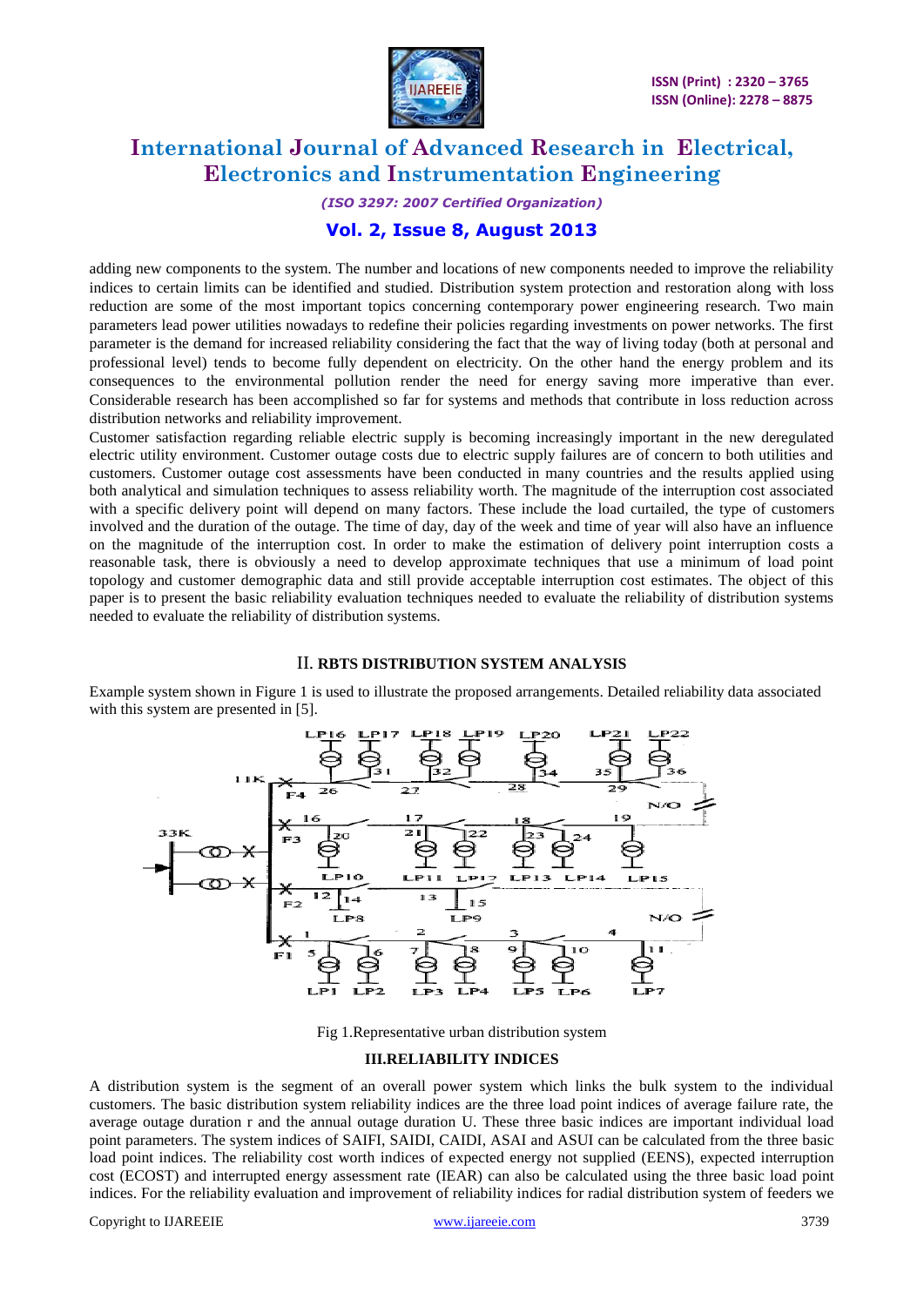adding new components to the system. The number and locations of new components needed to improve the reliability indices to certain limits can be identified and studied. Distribution system protection and restoration along with loss reduction are some of the most important topics concerning contemporary power engineering research. Two main parameters lead power utilities nowadays to redefine their policies regarding investments on power networks. The first parameter is the demand for increased reliability considering the fact that the way of living today (both at personal and professional level) tends to become fully dependent on electricity. On the other hand the energy problem and its consequences to the environmental pollution render the need for energy saving more imperative than ever. Considerable research has been accomplished so far for systems and methods that contribute in loss reduction across distribution networks and reliability improvement.

Customer satisfaction regarding reliable electric supply is becoming increasingly important in the new deregulated electric utility environment. Customer outage costs due to electric supply failures are of concern to both utilities and customers. Customer outage cost assessments have been conducted in many countries and the results applied using both analytical and simulation techniques to assess reliability worth. The magnitude of the interruption cost associated with a specific delivery point will depend on many factors. These include the load curtailed, the type of customers involved and the duration of the outage. The time of day, day of the week and time of year will also have an influence on the magnitude of the interruption cost. In order to make the estimation of delivery point interruption costs a reasonable task, there is obviously a need to develop approximate techniques that use a minimum of load point topology and customer demographic data and still provide acceptable interruption cost estimates. The object of this paper is to present the basic reliability evaluation techniques needed to evaluate the reliability of distribution systems needed to evaluate the reliability of distribution systems.

## II. RBTS DISTRIBUTION SYSTEM ANALYSIS

Example system shown in Figure 1 is used to illustrate the proposed arrangements. Detailed reliability data associated with this system are presented in [5].

Fig 1.Representative urban distribution system

## III.RELIABILITY INDICES

A distribution system is the segment of an overall power system which links the bulk system to the individual customers. The basic distribution system reliability indices are the three load point indices of average failure rate, the average outage duration r and the annual outage duration U. These three basic indices are important individual load point parameters. The system indices of SAIFI, SAIDI, CAIDI, ASAI and ASUI can be calculated from the three basic load point indices. The reliability cost worth indices of expected energy not supplied (EENS), expected interruption cost (ECOST) and interrupted energy assessment rate (IEAR) can also be calculated using the three basic load point indices. For the reliability evaluation and improvement of reliability indices for radial distribution system of feeders we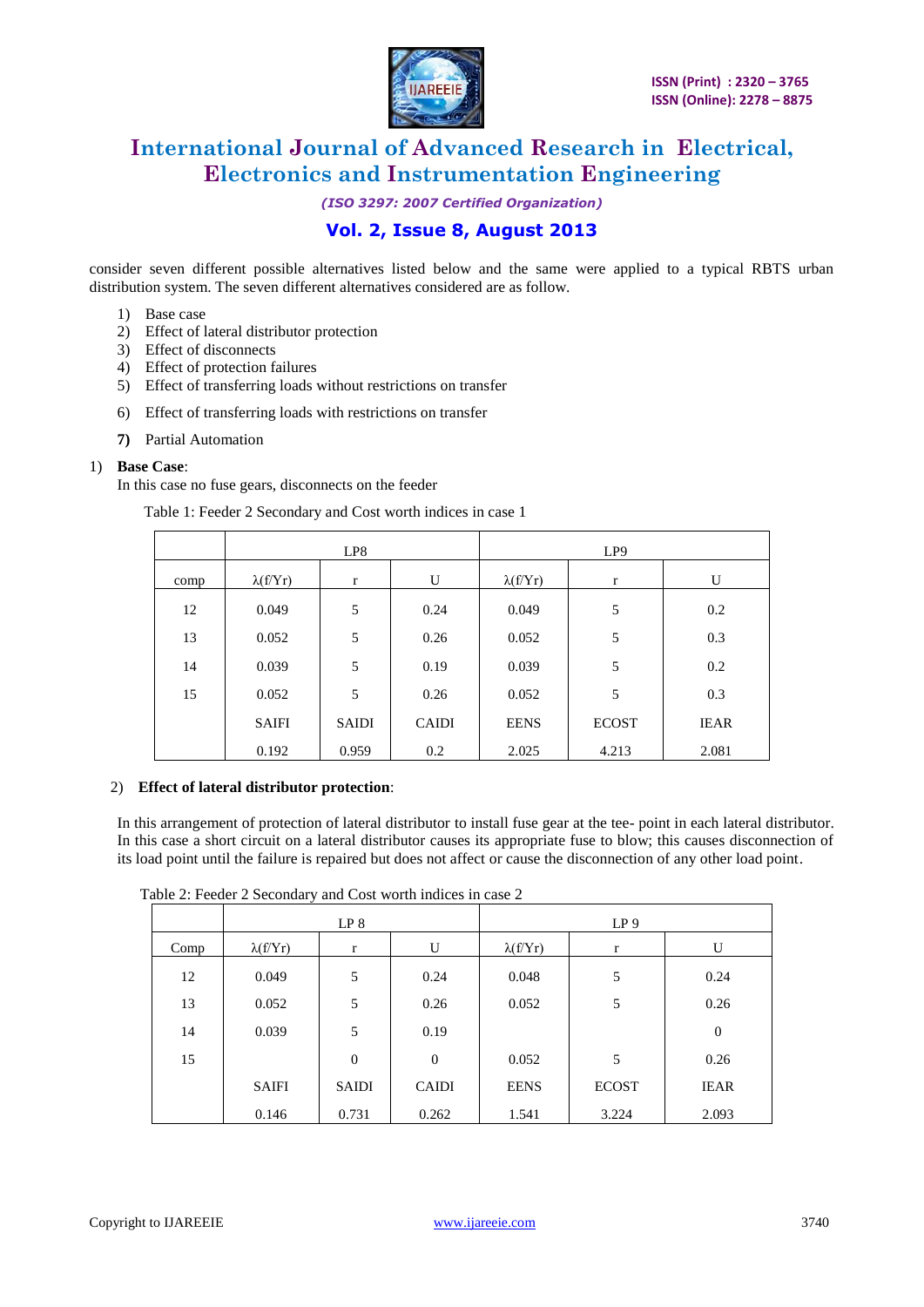consider seven different possible alternatives listed below and the same were applied to a typical RBTS urban distribution system. The seven different alternatives considered are as follow.

1) Base case
2) Effect of lateral distributor protection
3) Effect of disconnects
4) Effect of protection failures
5) Effect of transferring loads without restrictions on transfer
6) Effect of transferring loads with restrictions on transfer
7) Partial Automation

1) **Base Case**:
In this case no fuse gears, disconnects on the feeder

Table 1: Feeder 2 Secondary and Cost worth indices in case 1

| | LP8 | | | LP9 | | |
|---|---|---|---|---|---|---|
| comp | λ(f/Yr) | r | U | λ(f/Yr) | r | U |
| 12 | 0.049 | 5 | 0.24 | 0.049 | 5 | 0.2 |
| 13 | 0.052 | 5 | 0.26 | 0.052 | 5 | 0.3 |
| 14 | 0.039 | 5 | 0.19 | 0.039 | 5 | 0.2 |
| 15 | 0.052 | 5 | 0.26 | 0.052 | 5 | 0.3 |
| | SAIFI | SAIDI | CAIDI | EENS | ECOST | IEAR |
| | 0.192 | 0.959 | 0.2 | 2.025 | 4.213 | 2.081 |

2) **Effect of lateral distributor protection**:

In this arrangement of protection of lateral distributor to install fuse gear at the tee- point in each lateral distributor. In this case a short circuit on a lateral distributor causes its appropriate fuse to blow; this causes disconnection of its load point until the failure is repaired but does not affect or cause the disconnection of any other load point.

Table 2: Feeder 2 Secondary and Cost worth indices in case 2

| | LP 8 | | | LP 9 | | |
|---|---|---|---|---|---|---|
| Comp | λ(f/Yr) | r | U | λ(f/Yr) | r | U |
| 12 | 0.049 | 5 | 0.24 | 0.048 | 5 | 0.24 |
| 13 | 0.052 | 5 | 0.26 | 0.052 | 5 | 0.26 |
| 14 | 0.039 | 5 | 0.19 | | | 0 |
| 15 | | 0 | 0 | 0.052 | 5 | 0.26 |
| | SAIFI | SAIDI | CAIDI | EENS | ECOST | IEAR |
| | 0.146 | 0.731 | 0.262 | 1.541 | 3.224 | 2.093 |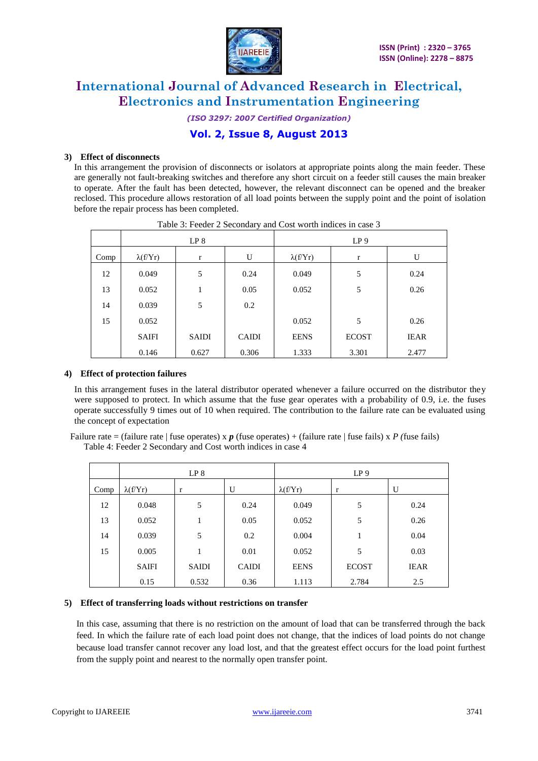### 3) Effect of disconnects

In this arrangement the provision of disconnects or isolators at appropriate points along the main feeder. These are generally not fault-breaking switches and therefore any short circuit on a feeder still causes the main breaker to operate. After the fault has been detected, however, the relevant disconnect can be opened and the breaker reclosed. This procedure allows restoration of all load points between the supply point and the point of isolation before the repair process has been completed.

Table 3: Feeder 2 Secondary and Cost worth indices in case 3

| | LP 8 | | | LP 9 | | |
|---|---|---|---|---|---|---|
| Comp | λ(f/Yr) | r | U | λ(f/Yr) | r | U |
| 12 | 0.049 | 5 | 0.24 | 0.049 | 5 | 0.24 |
| 13 | 0.052 | 1 | 0.05 | 0.052 | 5 | 0.26 |
| 14 | 0.039 | 5 | 0.2 | | | |
| 15 | 0.052 | | | 0.052 | 5 | 0.26 |
| | SAIFI | SAIDI | CAIDI | EENS | ECOST | IEAR |
| | 0.146 | 0.627 | 0.306 | 1.333 | 3.301 | 2.477 |

### 4) Effect of protection failures

In this arrangement fuses in the lateral distributor operated whenever a failure occurred on the distributor they were supposed to protect. In which assume that the fuse gear operates with a probability of 0.9, i.e. the fuses operate successfully 9 times out of 10 when required. The contribution to the failure rate can be evaluated using the concept of expectation

Failure rate = (failure rate | fuse operates) x ***p*** (fuse operates) + (failure rate | fuse fails) x *P (*fuse fails)

Table 4: Feeder 2 Secondary and Cost worth indices in case 4

| | LP 8 | | | LP 9 | | |
|---|---|---|---|---|---|---|
| Comp | λ(f/Yr) | r | U | λ(f/Yr) | r | U |
| 12 | 0.048 | 5 | 0.24 | 0.049 | 5 | 0.24 |
| 13 | 0.052 | 1 | 0.05 | 0.052 | 5 | 0.26 |
| 14 | 0.039 | 5 | 0.2 | 0.004 | 1 | 0.04 |
| 15 | 0.005 | 1 | 0.01 | 0.052 | 5 | 0.03 |
| | SAIFI | SAIDI | CAIDI | EENS | ECOST | IEAR |
| | 0.15 | 0.532 | 0.36 | 1.113 | 2.784 | 2.5 |

### 5) Effect of transferring loads without restrictions on transfer

In this case, assuming that there is no restriction on the amount of load that can be transferred through the back feed. In which the failure rate of each load point does not change, that the indices of load points do not change because load transfer cannot recover any load lost, and that the greatest effect occurs for the load point furthest from the supply point and nearest to the normally open transfer point.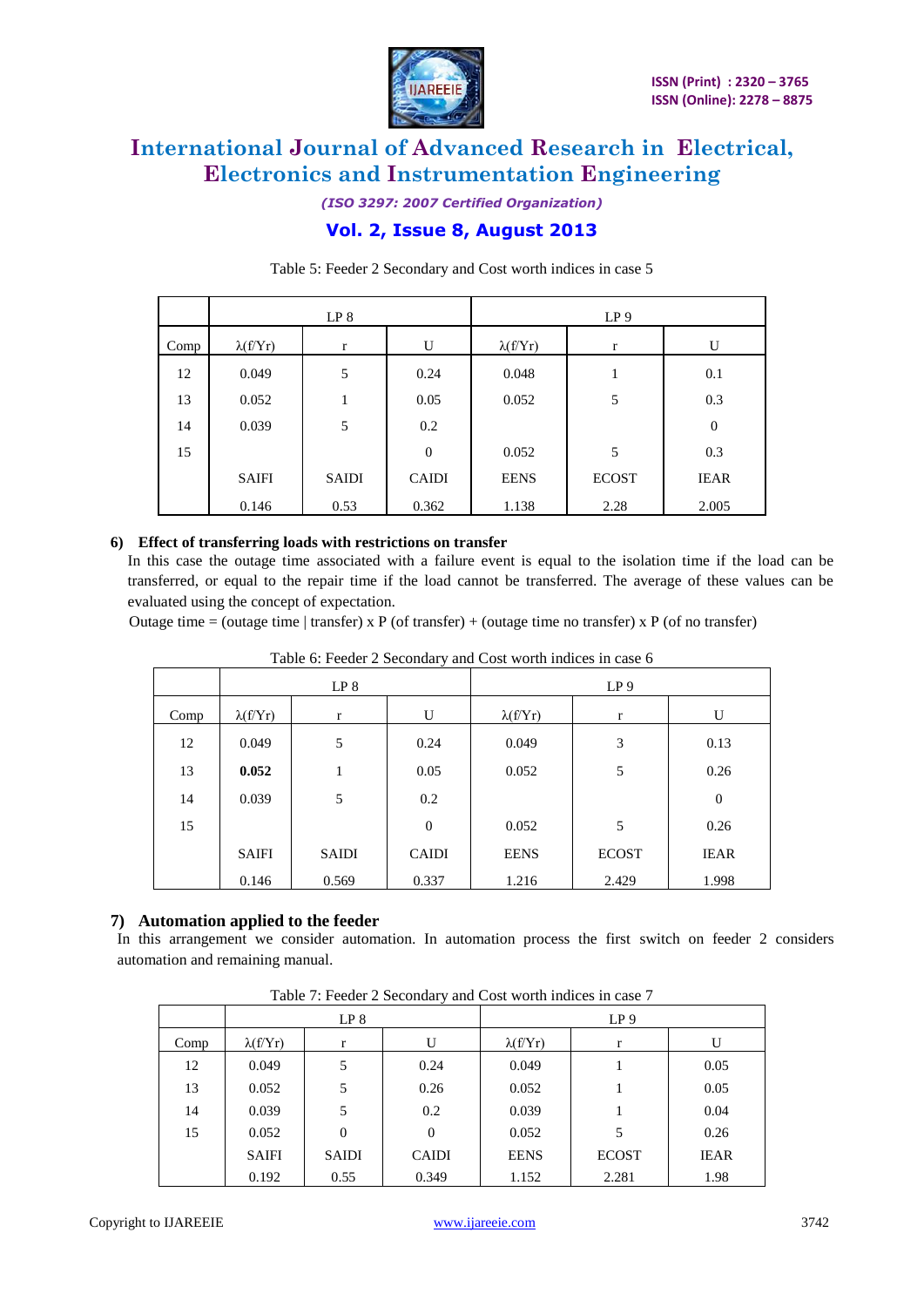Table 5: Feeder 2 Secondary and Cost worth indices in case 5

| | LP 8 | | | LP 9 | | |
|---|---|---|---|---|---|---|
| Comp | λ(f/Yr) | r | U | λ(f/Yr) | r | U |
| 12 | 0.049 | 5 | 0.24 | 0.048 | 1 | 0.1 |
| 13 | 0.052 | 1 | 0.05 | 0.052 | 5 | 0.3 |
| 14 | 0.039 | 5 | 0.2 | | | 0 |
| 15 | | | 0 | 0.052 | 5 | 0.3 |
| | SAIFI | SAIDI | CAIDI | EENS | ECOST | IEAR |
| | 0.146 | 0.53 | 0.362 | 1.138 | 2.28 | 2.005 |

**6) Effect of transferring loads with restrictions on transfer**

In this case the outage time associated with a failure event is equal to the isolation time if the load can be transferred, or equal to the repair time if the load cannot be transferred. The average of these values can be evaluated using the concept of expectation.

Outage time = (outage time | transfer) x P (of transfer) + (outage time no transfer) x P (of no transfer)

Table 6: Feeder 2 Secondary and Cost worth indices in case 6

| | LP 8 | | | LP 9 | | |
|---|---|---|---|---|---|---|
| Comp | λ(f/Yr) | r | U | λ(f/Yr) | r | U |
| 12 | 0.049 | 5 | 0.24 | 0.049 | 3 | 0.13 |
| 13 | **0.052** | 1 | 0.05 | 0.052 | 5 | 0.26 |
| 14 | 0.039 | 5 | 0.2 | | | 0 |
| 15 | | | 0 | 0.052 | 5 | 0.26 |
| | SAIFI | SAIDI | CAIDI | EENS | ECOST | IEAR |
| | 0.146 | 0.569 | 0.337 | 1.216 | 2.429 | 1.998 |

**7) Automation applied to the feeder**

In this arrangement we consider automation. In automation process the first switch on feeder 2 considers automation and remaining manual.

Table 7: Feeder 2 Secondary and Cost worth indices in case 7

| | LP 8 | | | LP 9 | | |
|---|---|---|---|---|---|---|
| Comp | λ(f/Yr) | r | U | λ(f/Yr) | r | U |
| 12 | 0.049 | 5 | 0.24 | 0.049 | 1 | 0.05 |
| 13 | 0.052 | 5 | 0.26 | 0.052 | 1 | 0.05 |
| 14 | 0.039 | 5 | 0.2 | 0.039 | 1 | 0.04 |
| 15 | 0.052 | 0 | 0 | 0.052 | 5 | 0.26 |
| | SAIFI | SAIDI | CAIDI | EENS | ECOST | IEAR |
| | 0.192 | 0.55 | 0.349 | 1.152 | 2.281 | 1.98 |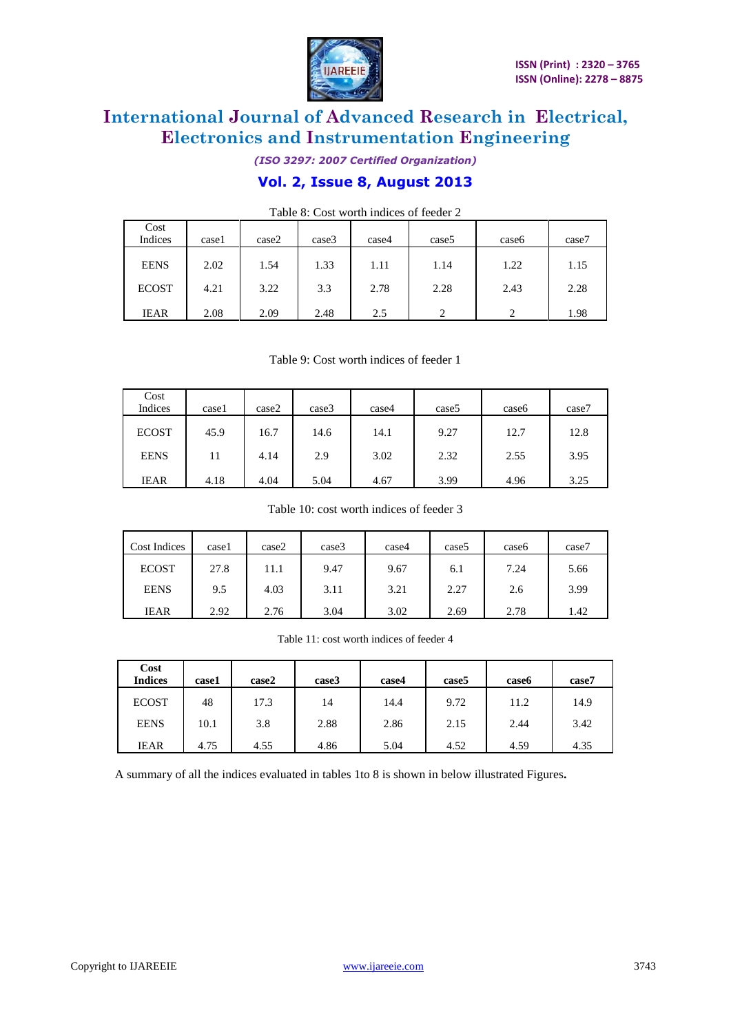Table 8: Cost worth indices of feeder 2

| Cost Indices | case1 | case2 | case3 | case4 | case5 | case6 | case7 |
|---|---|---|---|---|---|---|---|
| EENS | 2.02 | 1.54 | 1.33 | 1.11 | 1.14 | 1.22 | 1.15 |
| ECOST | 4.21 | 3.22 | 3.3 | 2.78 | 2.28 | 2.43 | 2.28 |
| IEAR | 2.08 | 2.09 | 2.48 | 2.5 | 2 | 2 | 1.98 |

Table 9: Cost worth indices of feeder 1

| Cost Indices | case1 | case2 | case3 | case4 | case5 | case6 | case7 |
|---|---|---|---|---|---|---|---|
| ECOST | 45.9 | 16.7 | 14.6 | 14.1 | 9.27 | 12.7 | 12.8 |
| EENS | 11 | 4.14 | 2.9 | 3.02 | 2.32 | 2.55 | 3.95 |
| IEAR | 4.18 | 4.04 | 5.04 | 4.67 | 3.99 | 4.96 | 3.25 |

Table 10: cost worth indices of feeder 3

| Cost Indices | case1 | case2 | case3 | case4 | case5 | case6 | case7 |
|---|---|---|---|---|---|---|---|
| ECOST | 27.8 | 11.1 | 9.47 | 9.67 | 6.1 | 7.24 | 5.66 |
| EENS | 9.5 | 4.03 | 3.11 | 3.21 | 2.27 | 2.6 | 3.99 |
| IEAR | 2.92 | 2.76 | 3.04 | 3.02 | 2.69 | 2.78 | 1.42 |

Table 11: cost worth indices of feeder 4

| **Cost Indices** | **case1** | **case2** | **case3** | **case4** | **case5** | **case6** | **case7** |
|---|---|---|---|---|---|---|---|
| ECOST | 48 | 17.3 | 14 | 14.4 | 9.72 | 11.2 | 14.9 |
| EENS | 10.1 | 3.8 | 2.88 | 2.86 | 2.15 | 2.44 | 3.42 |
| IEAR | 4.75 | 4.55 | 4.86 | 5.04 | 4.52 | 4.59 | 4.35 |

A summary of all the indices evaluated in tables 1to 8 is shown in below illustrated Figures**.**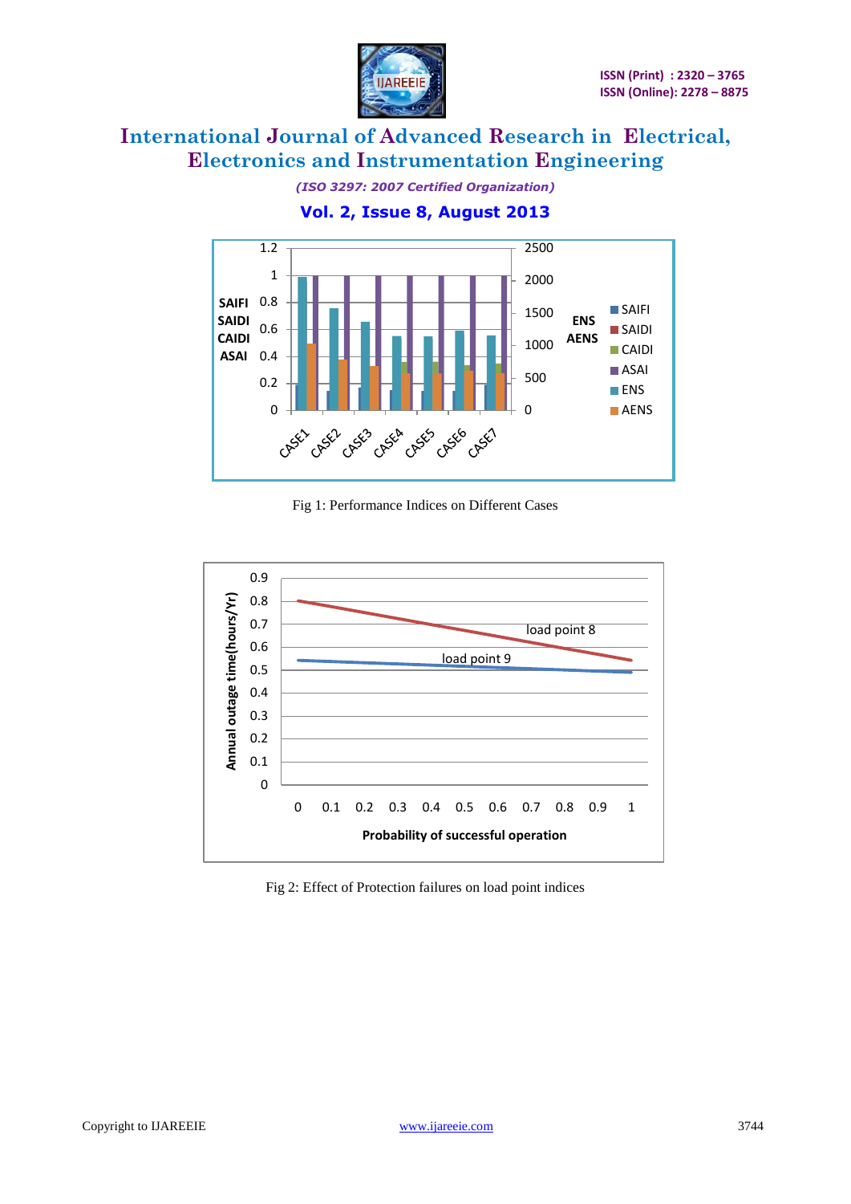Fig 1: Performance Indices on Different Cases

Fig 2: Effect of Protection failures on load point indices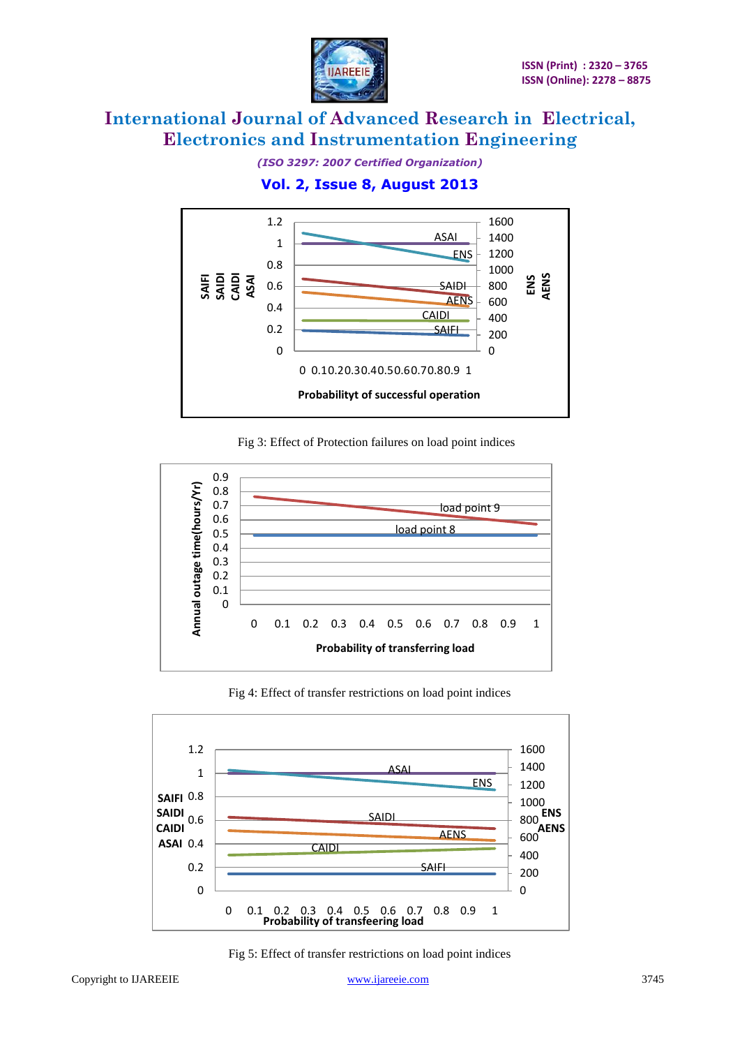Fig 3: Effect of Protection failures on load point indices

Fig 4: Effect of transfer restrictions on load point indices

Fig 5: Effect of transfer restrictions on load point indices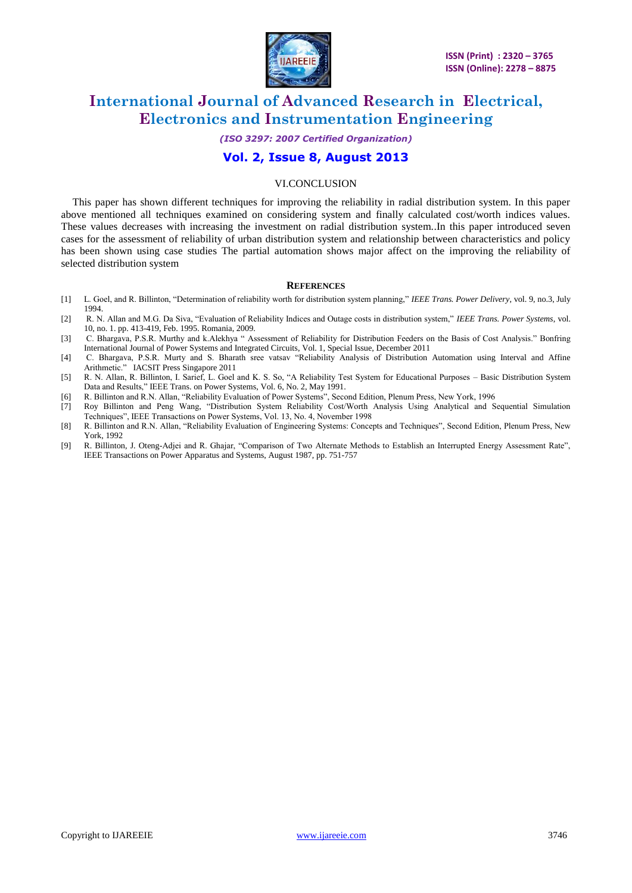## VI.CONCLUSION

This paper has shown different techniques for improving the reliability in radial distribution system. In this paper above mentioned all techniques examined on considering system and finally calculated cost/worth indices values. These values decreases with increasing the investment on radial distribution system..In this paper introduced seven cases for the assessment of reliability of urban distribution system and relationship between characteristics and policy has been shown using case studies The partial automation shows major affect on the improving the reliability of selected distribution system

## REFERENCES

[1] L. Goel, and R. Billinton, "Determination of reliability worth for distribution system planning," *IEEE Trans. Power Delivery*, vol. 9, no.3, July 1994.

[2] R. N. Allan and M.G. Da Siva, "Evaluation of Reliability Indices and Outage costs in distribution system," *IEEE Trans. Power Systems*, vol. 10, no. 1. pp. 413-419, Feb. 1995. Romania, 2009.

[3] C. Bhargava, P.S.R. Murthy and k.Alekhya " Assessment of Reliability for Distribution Feeders on the Basis of Cost Analysis." Bonfring International Journal of Power Systems and Integrated Circuits, Vol. 1, Special Issue, December 2011

[4] C. Bhargava, P.S.R. Murty and S. Bharath sree vatsav "Reliability Analysis of Distribution Automation using Interval and Affine Arithmetic." IACSIT Press Singapore 2011

[5] R. N. Allan, R. Billinton, I. Sarief, L. Goel and K. S. So, "A Reliability Test System for Educational Purposes – Basic Distribution System Data and Results," IEEE Trans. on Power Systems, Vol. 6, No. 2, May 1991.

[6] R. Billinton and R.N. Allan, "Reliability Evaluation of Power Systems", Second Edition, Plenum Press, New York, 1996

[7] Roy Billinton and Peng Wang, "Distribution System Reliability Cost/Worth Analysis Using Analytical and Sequential Simulation Techniques", IEEE Transactions on Power Systems, Vol. 13, No. 4, November 1998

[8] R. Billinton and R.N. Allan, "Reliability Evaluation of Engineering Systems: Concepts and Techniques", Second Edition, Plenum Press, New York, 1992

[9] R. Billinton, J. Oteng-Adjei and R. Ghajar, "Comparison of Two Alternate Methods to Establish an Interrupted Energy Assessment Rate", IEEE Transactions on Power Apparatus and Systems, August 1987, pp. 751-757